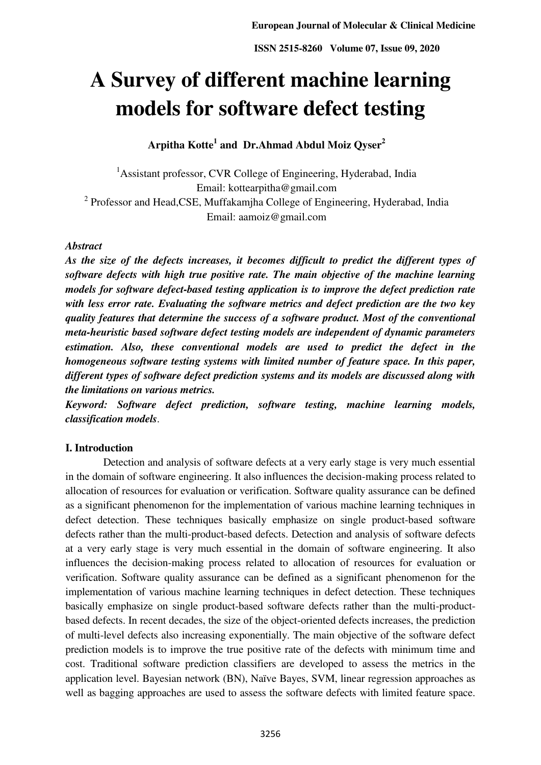# A Survey of different machine learning models for software defect testing

**Arpitha Kotte[1] and Dr.Ahmad Abdul Moiz Qyser[2]**

[1]Assistant professor, CVR College of Engineering, Hyderabad, India
Email: kottearpitha@gmail.com
[2] Professor and Head,CSE, Muffakamjha College of Engineering, Hyderabad, India
Email: aamoiz@gmail.com

***Abstract***

***As the size of the defects increases, it becomes difficult to predict the different types of software defects with high true positive rate. The main objective of the machine learning models for software defect-based testing application is to improve the defect prediction rate with less error rate. Evaluating the software metrics and defect prediction are the two key quality features that determine the success of a software product. Most of the conventional meta-heuristic based software defect testing models are independent of dynamic parameters estimation. Also, these conventional models are used to predict the defect in the homogeneous software testing systems with limited number of feature space. In this paper, different types of software defect prediction systems and its models are discussed along with the limitations on various metrics.***

***Keyword: Software defect prediction, software testing, machine learning models, classification models***.

## I. Introduction

Detection and analysis of software defects at a very early stage is very much essential in the domain of software engineering. It also influences the decision-making process related to allocation of resources for evaluation or verification. Software quality assurance can be defined as a significant phenomenon for the implementation of various machine learning techniques in defect detection. These techniques basically emphasize on single product-based software defects rather than the multi-product-based defects. Detection and analysis of software defects at a very early stage is very much essential in the domain of software engineering. It also influences the decision-making process related to allocation of resources for evaluation or verification. Software quality assurance can be defined as a significant phenomenon for the implementation of various machine learning techniques in defect detection. These techniques basically emphasize on single product-based software defects rather than the multi-product-based defects. In recent decades, the size of the object-oriented defects increases, the prediction of multi-level defects also increasing exponentially. The main objective of the software defect prediction models is to improve the true positive rate of the defects with minimum time and cost. Traditional software prediction classifiers are developed to assess the metrics in the application level. Bayesian network (BN), Naïve Bayes, SVM, linear regression approaches as well as bagging approaches are used to assess the software defects with limited feature space.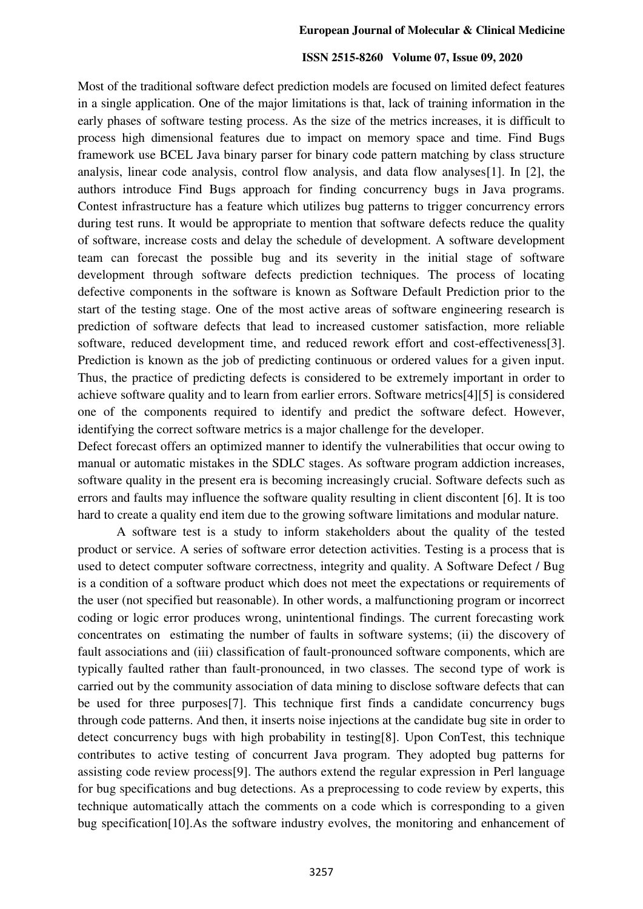Most of the traditional software defect prediction models are focused on limited defect features in a single application. One of the major limitations is that, lack of training information in the early phases of software testing process. As the size of the metrics increases, it is difficult to process high dimensional features due to impact on memory space and time. Find Bugs framework use BCEL Java binary parser for binary code pattern matching by class structure analysis, linear code analysis, control flow analysis, and data flow analyses[1]. In [2], the authors introduce Find Bugs approach for finding concurrency bugs in Java programs. Contest infrastructure has a feature which utilizes bug patterns to trigger concurrency errors during test runs. It would be appropriate to mention that software defects reduce the quality of software, increase costs and delay the schedule of development. A software development team can forecast the possible bug and its severity in the initial stage of software development through software defects prediction techniques. The process of locating defective components in the software is known as Software Default Prediction prior to the start of the testing stage. One of the most active areas of software engineering research is prediction of software defects that lead to increased customer satisfaction, more reliable software, reduced development time, and reduced rework effort and cost-effectiveness[3]. Prediction is known as the job of predicting continuous or ordered values for a given input. Thus, the practice of predicting defects is considered to be extremely important in order to achieve software quality and to learn from earlier errors. Software metrics[4][5] is considered one of the components required to identify and predict the software defect. However, identifying the correct software metrics is a major challenge for the developer.

Defect forecast offers an optimized manner to identify the vulnerabilities that occur owing to manual or automatic mistakes in the SDLC stages. As software program addiction increases, software quality in the present era is becoming increasingly crucial. Software defects such as errors and faults may influence the software quality resulting in client discontent [6]. It is too hard to create a quality end item due to the growing software limitations and modular nature.

A software test is a study to inform stakeholders about the quality of the tested product or service. A series of software error detection activities. Testing is a process that is used to detect computer software correctness, integrity and quality. A Software Defect / Bug is a condition of a software product which does not meet the expectations or requirements of the user (not specified but reasonable). In other words, a malfunctioning program or incorrect coding or logic error produces wrong, unintentional findings. The current forecasting work concentrates on estimating the number of faults in software systems; (ii) the discovery of fault associations and (iii) classification of fault-pronounced software components, which are typically faulted rather than fault-pronounced, in two classes. The second type of work is carried out by the community association of data mining to disclose software defects that can be used for three purposes[7]. This technique first finds a candidate concurrency bugs through code patterns. And then, it inserts noise injections at the candidate bug site in order to detect concurrency bugs with high probability in testing[8]. Upon ConTest, this technique contributes to active testing of concurrent Java program. They adopted bug patterns for assisting code review process[9]. The authors extend the regular expression in Perl language for bug specifications and bug detections. As a preprocessing to code review by experts, this technique automatically attach the comments on a code which is corresponding to a given bug specification[10].As the software industry evolves, the monitoring and enhancement of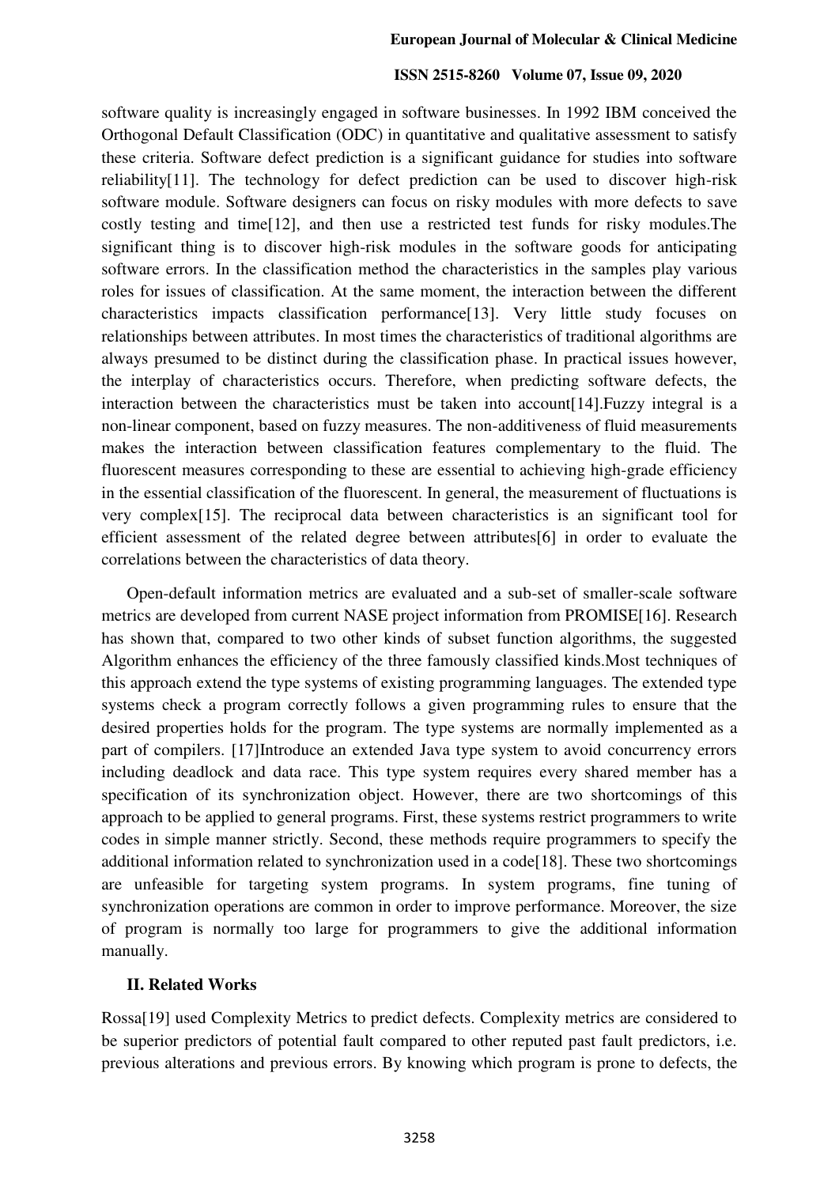software quality is increasingly engaged in software businesses. In 1992 IBM conceived the Orthogonal Default Classification (ODC) in quantitative and qualitative assessment to satisfy these criteria. Software defect prediction is a significant guidance for studies into software reliability[11]. The technology for defect prediction can be used to discover high-risk software module. Software designers can focus on risky modules with more defects to save costly testing and time[12], and then use a restricted test funds for risky modules.The significant thing is to discover high-risk modules in the software goods for anticipating software errors. In the classification method the characteristics in the samples play various roles for issues of classification. At the same moment, the interaction between the different characteristics impacts classification performance[13]. Very little study focuses on relationships between attributes. In most times the characteristics of traditional algorithms are always presumed to be distinct during the classification phase. In practical issues however, the interplay of characteristics occurs. Therefore, when predicting software defects, the interaction between the characteristics must be taken into account[14].Fuzzy integral is a non-linear component, based on fuzzy measures. The non-additiveness of fluid measurements makes the interaction between classification features complementary to the fluid. The fluorescent measures corresponding to these are essential to achieving high-grade efficiency in the essential classification of the fluorescent. In general, the measurement of fluctuations is very complex[15]. The reciprocal data between characteristics is an significant tool for efficient assessment of the related degree between attributes[6] in order to evaluate the correlations between the characteristics of data theory.

Open-default information metrics are evaluated and a sub-set of smaller-scale software metrics are developed from current NASE project information from PROMISE[16]. Research has shown that, compared to two other kinds of subset function algorithms, the suggested Algorithm enhances the efficiency of the three famously classified kinds.Most techniques of this approach extend the type systems of existing programming languages. The extended type systems check a program correctly follows a given programming rules to ensure that the desired properties holds for the program. The type systems are normally implemented as a part of compilers. [17]Introduce an extended Java type system to avoid concurrency errors including deadlock and data race. This type system requires every shared member has a specification of its synchronization object. However, there are two shortcomings of this approach to be applied to general programs. First, these systems restrict programmers to write codes in simple manner strictly. Second, these methods require programmers to specify the additional information related to synchronization used in a code[18]. These two shortcomings are unfeasible for targeting system programs. In system programs, fine tuning of synchronization operations are common in order to improve performance. Moreover, the size of program is normally too large for programmers to give the additional information manually.

## II. Related Works

Rossa[19] used Complexity Metrics to predict defects. Complexity metrics are considered to be superior predictors of potential fault compared to other reputed past fault predictors, i.e. previous alterations and previous errors. By knowing which program is prone to defects, the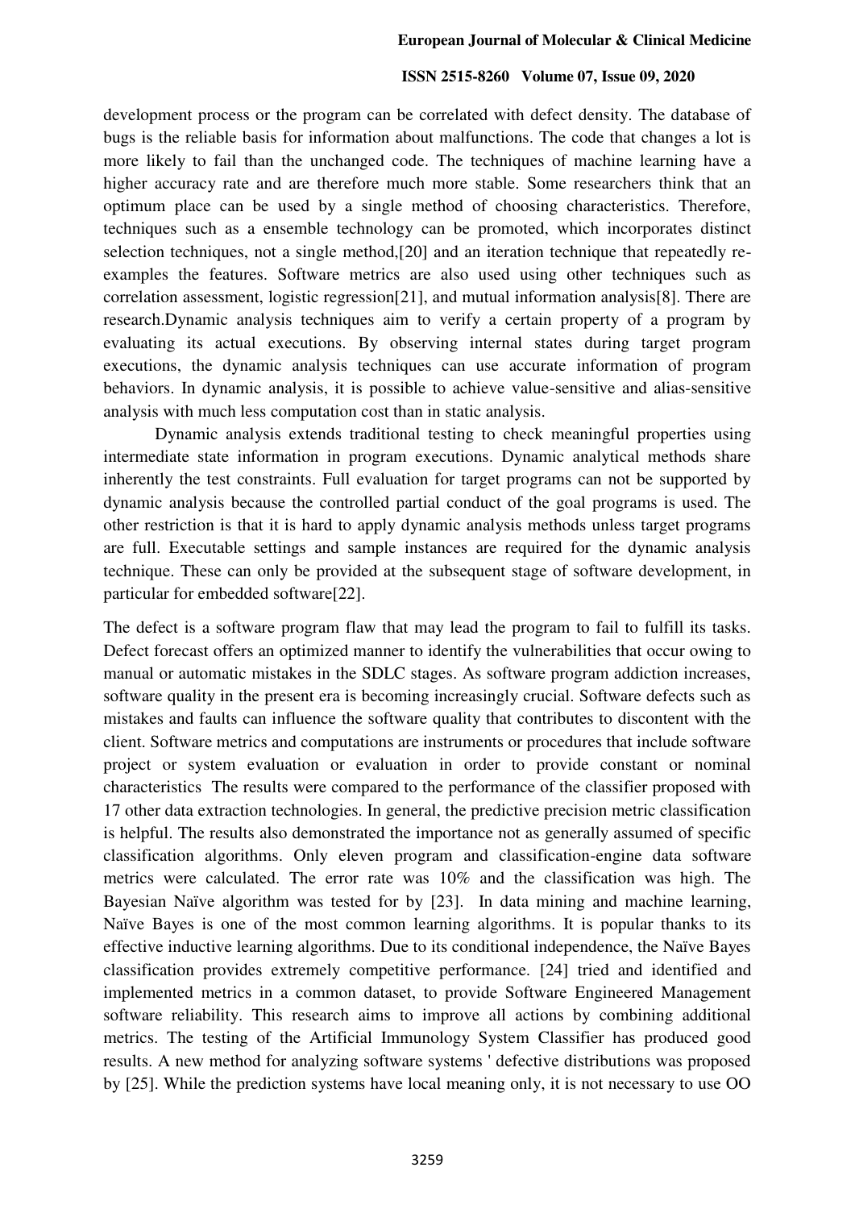development process or the program can be correlated with defect density. The database of bugs is the reliable basis for information about malfunctions. The code that changes a lot is more likely to fail than the unchanged code. The techniques of machine learning have a higher accuracy rate and are therefore much more stable. Some researchers think that an optimum place can be used by a single method of choosing characteristics. Therefore, techniques such as a ensemble technology can be promoted, which incorporates distinct selection techniques, not a single method,[20] and an iteration technique that repeatedly re-examples the features. Software metrics are also used using other techniques such as correlation assessment, logistic regression[21], and mutual information analysis[8]. There are research.Dynamic analysis techniques aim to verify a certain property of a program by evaluating its actual executions. By observing internal states during target program executions, the dynamic analysis techniques can use accurate information of program behaviors. In dynamic analysis, it is possible to achieve value-sensitive and alias-sensitive analysis with much less computation cost than in static analysis.

Dynamic analysis extends traditional testing to check meaningful properties using intermediate state information in program executions. Dynamic analytical methods share inherently the test constraints. Full evaluation for target programs can not be supported by dynamic analysis because the controlled partial conduct of the goal programs is used. The other restriction is that it is hard to apply dynamic analysis methods unless target programs are full. Executable settings and sample instances are required for the dynamic analysis technique. These can only be provided at the subsequent stage of software development, in particular for embedded software[22].

The defect is a software program flaw that may lead the program to fail to fulfill its tasks. Defect forecast offers an optimized manner to identify the vulnerabilities that occur owing to manual or automatic mistakes in the SDLC stages. As software program addiction increases, software quality in the present era is becoming increasingly crucial. Software defects such as mistakes and faults can influence the software quality that contributes to discontent with the client. Software metrics and computations are instruments or procedures that include software project or system evaluation or evaluation in order to provide constant or nominal characteristics The results were compared to the performance of the classifier proposed with 17 other data extraction technologies. In general, the predictive precision metric classification is helpful. The results also demonstrated the importance not as generally assumed of specific classification algorithms. Only eleven program and classification-engine data software metrics were calculated. The error rate was 10% and the classification was high. The Bayesian Naïve algorithm was tested for by [23]. In data mining and machine learning, Naïve Bayes is one of the most common learning algorithms. It is popular thanks to its effective inductive learning algorithms. Due to its conditional independence, the Naïve Bayes classification provides extremely competitive performance. [24] tried and identified and implemented metrics in a common dataset, to provide Software Engineered Management software reliability. This research aims to improve all actions by combining additional metrics. The testing of the Artificial Immunology System Classifier has produced good results. A new method for analyzing software systems ' defective distributions was proposed by [25]. While the prediction systems have local meaning only, it is not necessary to use OO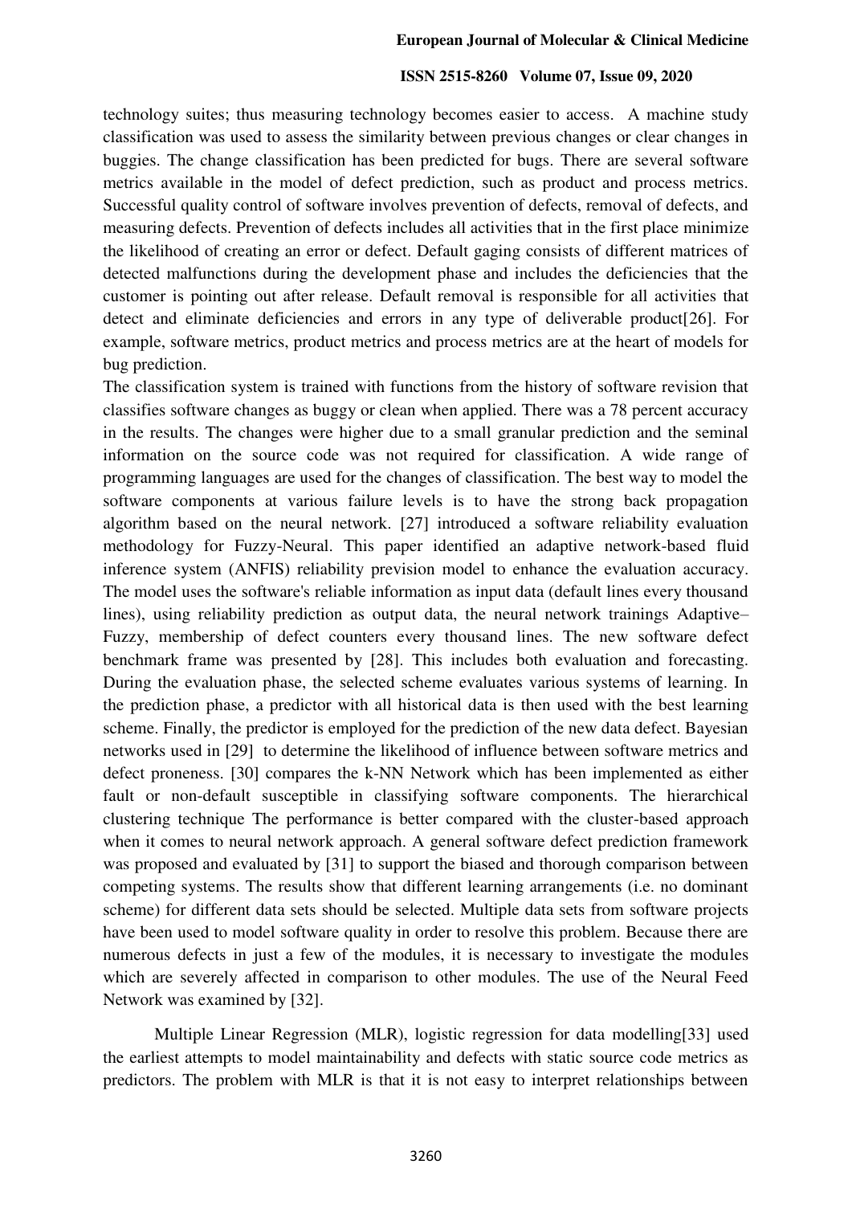technology suites; thus measuring technology becomes easier to access. A machine study classification was used to assess the similarity between previous changes or clear changes in buggies. The change classification has been predicted for bugs. There are several software metrics available in the model of defect prediction, such as product and process metrics. Successful quality control of software involves prevention of defects, removal of defects, and measuring defects. Prevention of defects includes all activities that in the first place minimize the likelihood of creating an error or defect. Default gaging consists of different matrices of detected malfunctions during the development phase and includes the deficiencies that the customer is pointing out after release. Default removal is responsible for all activities that detect and eliminate deficiencies and errors in any type of deliverable product[26]. For example, software metrics, product metrics and process metrics are at the heart of models for bug prediction.

The classification system is trained with functions from the history of software revision that classifies software changes as buggy or clean when applied. There was a 78 percent accuracy in the results. The changes were higher due to a small granular prediction and the seminal information on the source code was not required for classification. A wide range of programming languages are used for the changes of classification. The best way to model the software components at various failure levels is to have the strong back propagation algorithm based on the neural network. [27] introduced a software reliability evaluation methodology for Fuzzy-Neural. This paper identified an adaptive network-based fluid inference system (ANFIS) reliability prevision model to enhance the evaluation accuracy. The model uses the software's reliable information as input data (default lines every thousand lines), using reliability prediction as output data, the neural network trainings Adaptive–Fuzzy, membership of defect counters every thousand lines. The new software defect benchmark frame was presented by [28]. This includes both evaluation and forecasting. During the evaluation phase, the selected scheme evaluates various systems of learning. In the prediction phase, a predictor with all historical data is then used with the best learning scheme. Finally, the predictor is employed for the prediction of the new data defect. Bayesian networks used in [29] to determine the likelihood of influence between software metrics and defect proneness. [30] compares the k-NN Network which has been implemented as either fault or non-default susceptible in classifying software components. The hierarchical clustering technique The performance is better compared with the cluster-based approach when it comes to neural network approach. A general software defect prediction framework was proposed and evaluated by [31] to support the biased and thorough comparison between competing systems. The results show that different learning arrangements (i.e. no dominant scheme) for different data sets should be selected. Multiple data sets from software projects have been used to model software quality in order to resolve this problem. Because there are numerous defects in just a few of the modules, it is necessary to investigate the modules which are severely affected in comparison to other modules. The use of the Neural Feed Network was examined by [32].

Multiple Linear Regression (MLR), logistic regression for data modelling[33] used the earliest attempts to model maintainability and defects with static source code metrics as predictors. The problem with MLR is that it is not easy to interpret relationships between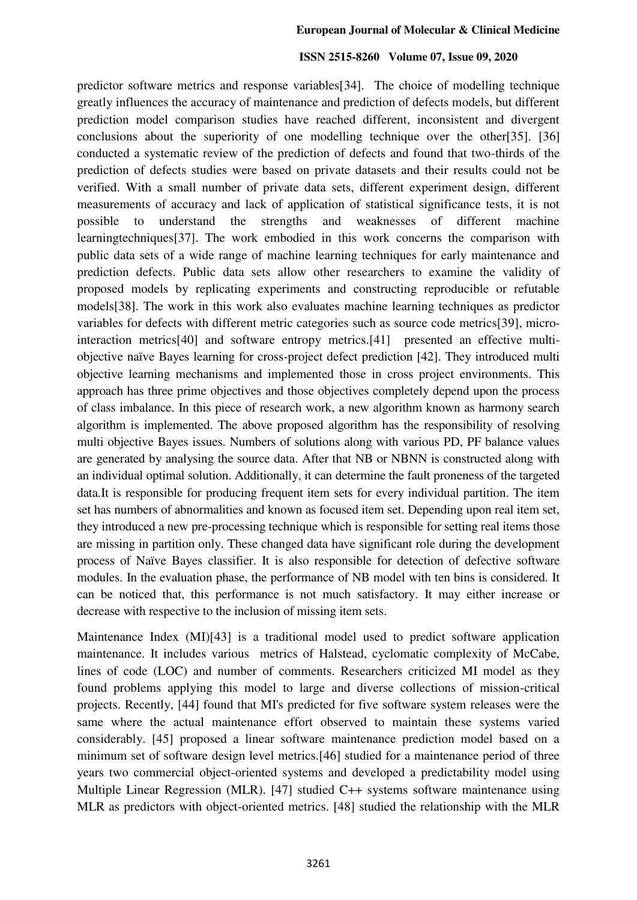predictor software metrics and response variables[34]. The choice of modelling technique greatly influences the accuracy of maintenance and prediction of defects models, but different prediction model comparison studies have reached different, inconsistent and divergent conclusions about the superiority of one modelling technique over the other[35]. [36] conducted a systematic review of the prediction of defects and found that two-thirds of the prediction of defects studies were based on private datasets and their results could not be verified. With a small number of private data sets, different experiment design, different measurements of accuracy and lack of application of statistical significance tests, it is not possible to understand the strengths and weaknesses of different machine learningtechniques[37]. The work embodied in this work concerns the comparison with public data sets of a wide range of machine learning techniques for early maintenance and prediction defects. Public data sets allow other researchers to examine the validity of proposed models by replicating experiments and constructing reproducible or refutable models[38]. The work in this work also evaluates machine learning techniques as predictor variables for defects with different metric categories such as source code metrics[39], micro-interaction metrics[40] and software entropy metrics.[41] presented an effective multi-objective naïve Bayes learning for cross-project defect prediction [42]. They introduced multi objective learning mechanisms and implemented those in cross project environments. This approach has three prime objectives and those objectives completely depend upon the process of class imbalance. In this piece of research work, a new algorithm known as harmony search algorithm is implemented. The above proposed algorithm has the responsibility of resolving multi objective Bayes issues. Numbers of solutions along with various PD, PF balance values are generated by analysing the source data. After that NB or NBNN is constructed along with an individual optimal solution. Additionally, it can determine the fault proneness of the targeted data.It is responsible for producing frequent item sets for every individual partition. The item set has numbers of abnormalities and known as focused item set. Depending upon real item set, they introduced a new pre-processing technique which is responsible for setting real items those are missing in partition only. These changed data have significant role during the development process of Naïve Bayes classifier. It is also responsible for detection of defective software modules. In the evaluation phase, the performance of NB model with ten bins is considered. It can be noticed that, this performance is not much satisfactory. It may either increase or decrease with respective to the inclusion of missing item sets.

Maintenance Index (MI)[43] is a traditional model used to predict software application maintenance. It includes various metrics of Halstead, cyclomatic complexity of McCabe, lines of code (LOC) and number of comments. Researchers criticized MI model as they found problems applying this model to large and diverse collections of mission-critical projects. Recently, [44] found that MI's predicted for five software system releases were the same where the actual maintenance effort observed to maintain these systems varied considerably. [45] proposed a linear software maintenance prediction model based on a minimum set of software design level metrics.[46] studied for a maintenance period of three years two commercial object-oriented systems and developed a predictability model using Multiple Linear Regression (MLR). [47] studied C++ systems software maintenance using MLR as predictors with object-oriented metrics. [48] studied the relationship with the MLR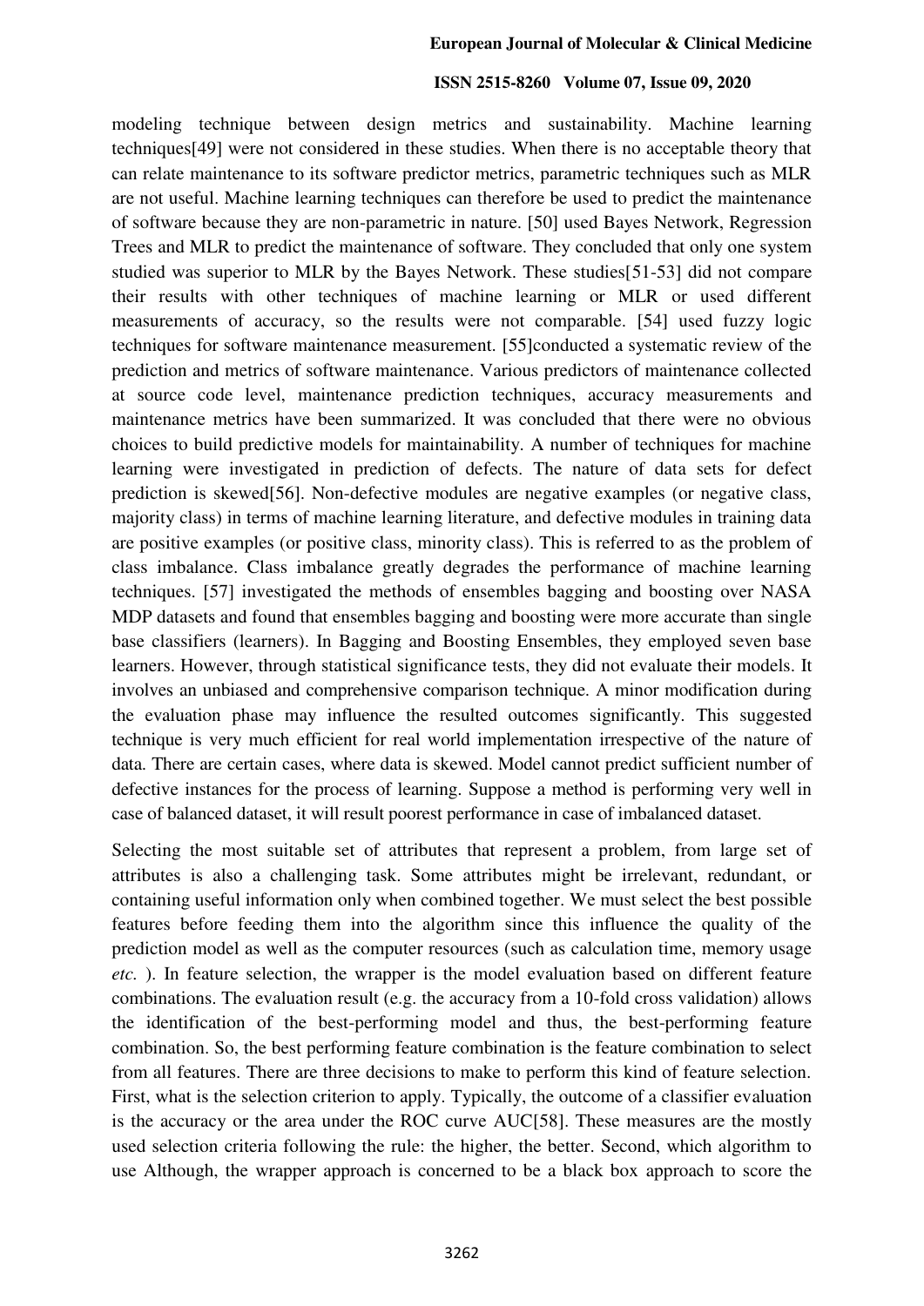modeling technique between design metrics and sustainability. Machine learning techniques[49] were not considered in these studies. When there is no acceptable theory that can relate maintenance to its software predictor metrics, parametric techniques such as MLR are not useful. Machine learning techniques can therefore be used to predict the maintenance of software because they are non-parametric in nature. [50] used Bayes Network, Regression Trees and MLR to predict the maintenance of software. They concluded that only one system studied was superior to MLR by the Bayes Network. These studies[51-53] did not compare their results with other techniques of machine learning or MLR or used different measurements of accuracy, so the results were not comparable. [54] used fuzzy logic techniques for software maintenance measurement. [55]conducted a systematic review of the prediction and metrics of software maintenance. Various predictors of maintenance collected at source code level, maintenance prediction techniques, accuracy measurements and maintenance metrics have been summarized. It was concluded that there were no obvious choices to build predictive models for maintainability. A number of techniques for machine learning were investigated in prediction of defects. The nature of data sets for defect prediction is skewed[56]. Non-defective modules are negative examples (or negative class, majority class) in terms of machine learning literature, and defective modules in training data are positive examples (or positive class, minority class). This is referred to as the problem of class imbalance. Class imbalance greatly degrades the performance of machine learning techniques. [57] investigated the methods of ensembles bagging and boosting over NASA MDP datasets and found that ensembles bagging and boosting were more accurate than single base classifiers (learners). In Bagging and Boosting Ensembles, they employed seven base learners. However, through statistical significance tests, they did not evaluate their models. It involves an unbiased and comprehensive comparison technique. A minor modification during the evaluation phase may influence the resulted outcomes significantly. This suggested technique is very much efficient for real world implementation irrespective of the nature of data. There are certain cases, where data is skewed. Model cannot predict sufficient number of defective instances for the process of learning. Suppose a method is performing very well in case of balanced dataset, it will result poorest performance in case of imbalanced dataset.

Selecting the most suitable set of attributes that represent a problem, from large set of attributes is also a challenging task. Some attributes might be irrelevant, redundant, or containing useful information only when combined together. We must select the best possible features before feeding them into the algorithm since this influence the quality of the prediction model as well as the computer resources (such as calculation time, memory usage *etc.* ). In feature selection, the wrapper is the model evaluation based on different feature combinations. The evaluation result (e.g. the accuracy from a 10-fold cross validation) allows the identification of the best-performing model and thus, the best-performing feature combination. So, the best performing feature combination is the feature combination to select from all features. There are three decisions to make to perform this kind of feature selection. First, what is the selection criterion to apply. Typically, the outcome of a classifier evaluation is the accuracy or the area under the ROC curve AUC[58]. These measures are the mostly used selection criteria following the rule: the higher, the better. Second, which algorithm to use Although, the wrapper approach is concerned to be a black box approach to score the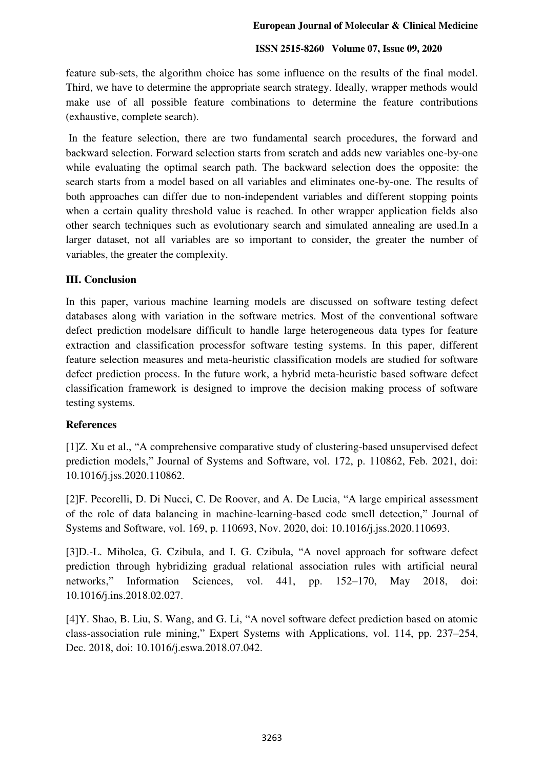feature sub-sets, the algorithm choice has some influence on the results of the final model. Third, we have to determine the appropriate search strategy. Ideally, wrapper methods would make use of all possible feature combinations to determine the feature contributions (exhaustive, complete search).

In the feature selection, there are two fundamental search procedures, the forward and backward selection. Forward selection starts from scratch and adds new variables one-by-one while evaluating the optimal search path. The backward selection does the opposite: the search starts from a model based on all variables and eliminates one-by-one. The results of both approaches can differ due to non-independent variables and different stopping points when a certain quality threshold value is reached. In other wrapper application fields also other search techniques such as evolutionary search and simulated annealing are used.In a larger dataset, not all variables are so important to consider, the greater the number of variables, the greater the complexity.

## III. Conclusion

In this paper, various machine learning models are discussed on software testing defect databases along with variation in the software metrics. Most of the conventional software defect prediction modelsare difficult to handle large heterogeneous data types for feature extraction and classification processfor software testing systems. In this paper, different feature selection measures and meta-heuristic classification models are studied for software defect prediction process. In the future work, a hybrid meta-heuristic based software defect classification framework is designed to improve the decision making process of software testing systems.

## References

[1]Z. Xu et al., "A comprehensive comparative study of clustering-based unsupervised defect prediction models," Journal of Systems and Software, vol. 172, p. 110862, Feb. 2021, doi: 10.1016/j.jss.2020.110862.

[2]F. Pecorelli, D. Di Nucci, C. De Roover, and A. De Lucia, "A large empirical assessment of the role of data balancing in machine-learning-based code smell detection," Journal of Systems and Software, vol. 169, p. 110693, Nov. 2020, doi: 10.1016/j.jss.2020.110693.

[3]D.-L. Miholca, G. Czibula, and I. G. Czibula, "A novel approach for software defect prediction through hybridizing gradual relational association rules with artificial neural networks," Information Sciences, vol. 441, pp. 152–170, May 2018, doi: 10.1016/j.ins.2018.02.027.

[4]Y. Shao, B. Liu, S. Wang, and G. Li, "A novel software defect prediction based on atomic class-association rule mining," Expert Systems with Applications, vol. 114, pp. 237–254, Dec. 2018, doi: 10.1016/j.eswa.2018.07.042.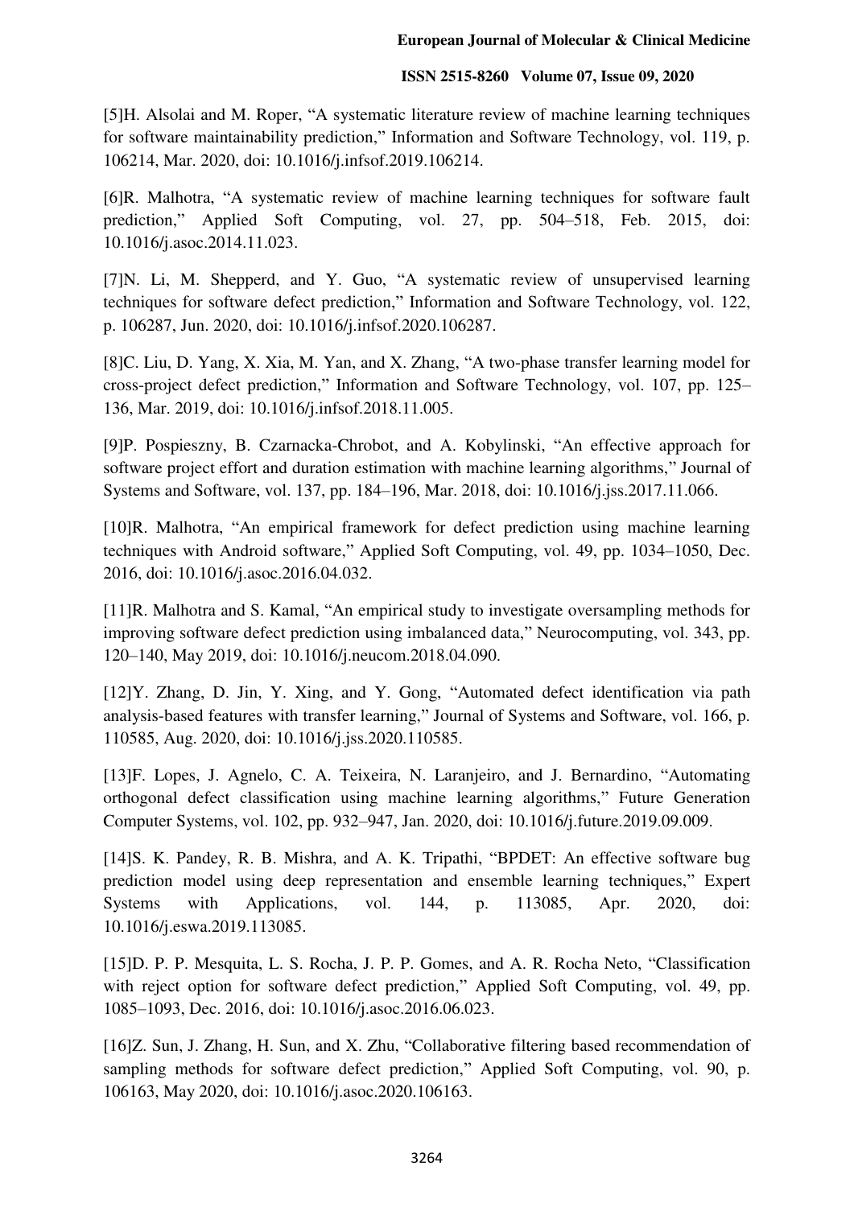[5]H. Alsolai and M. Roper, "A systematic literature review of machine learning techniques for software maintainability prediction," Information and Software Technology, vol. 119, p. 106214, Mar. 2020, doi: 10.1016/j.infsof.2019.106214.

[6]R. Malhotra, "A systematic review of machine learning techniques for software fault prediction," Applied Soft Computing, vol. 27, pp. 504–518, Feb. 2015, doi: 10.1016/j.asoc.2014.11.023.

[7]N. Li, M. Shepperd, and Y. Guo, "A systematic review of unsupervised learning techniques for software defect prediction," Information and Software Technology, vol. 122, p. 106287, Jun. 2020, doi: 10.1016/j.infsof.2020.106287.

[8]C. Liu, D. Yang, X. Xia, M. Yan, and X. Zhang, "A two-phase transfer learning model for cross-project defect prediction," Information and Software Technology, vol. 107, pp. 125–136, Mar. 2019, doi: 10.1016/j.infsof.2018.11.005.

[9]P. Pospieszny, B. Czarnacka-Chrobot, and A. Kobylinski, "An effective approach for software project effort and duration estimation with machine learning algorithms," Journal of Systems and Software, vol. 137, pp. 184–196, Mar. 2018, doi: 10.1016/j.jss.2017.11.066.

[10]R. Malhotra, "An empirical framework for defect prediction using machine learning techniques with Android software," Applied Soft Computing, vol. 49, pp. 1034–1050, Dec. 2016, doi: 10.1016/j.asoc.2016.04.032.

[11]R. Malhotra and S. Kamal, "An empirical study to investigate oversampling methods for improving software defect prediction using imbalanced data," Neurocomputing, vol. 343, pp. 120–140, May 2019, doi: 10.1016/j.neucom.2018.04.090.

[12]Y. Zhang, D. Jin, Y. Xing, and Y. Gong, "Automated defect identification via path analysis-based features with transfer learning," Journal of Systems and Software, vol. 166, p. 110585, Aug. 2020, doi: 10.1016/j.jss.2020.110585.

[13]F. Lopes, J. Agnelo, C. A. Teixeira, N. Laranjeiro, and J. Bernardino, "Automating orthogonal defect classification using machine learning algorithms," Future Generation Computer Systems, vol. 102, pp. 932–947, Jan. 2020, doi: 10.1016/j.future.2019.09.009.

[14]S. K. Pandey, R. B. Mishra, and A. K. Tripathi, "BPDET: An effective software bug prediction model using deep representation and ensemble learning techniques," Expert Systems with Applications, vol. 144, p. 113085, Apr. 2020, doi: 10.1016/j.eswa.2019.113085.

[15]D. P. P. Mesquita, L. S. Rocha, J. P. P. Gomes, and A. R. Rocha Neto, "Classification with reject option for software defect prediction," Applied Soft Computing, vol. 49, pp. 1085–1093, Dec. 2016, doi: 10.1016/j.asoc.2016.06.023.

[16]Z. Sun, J. Zhang, H. Sun, and X. Zhu, "Collaborative filtering based recommendation of sampling methods for software defect prediction," Applied Soft Computing, vol. 90, p. 106163, May 2020, doi: 10.1016/j.asoc.2020.106163.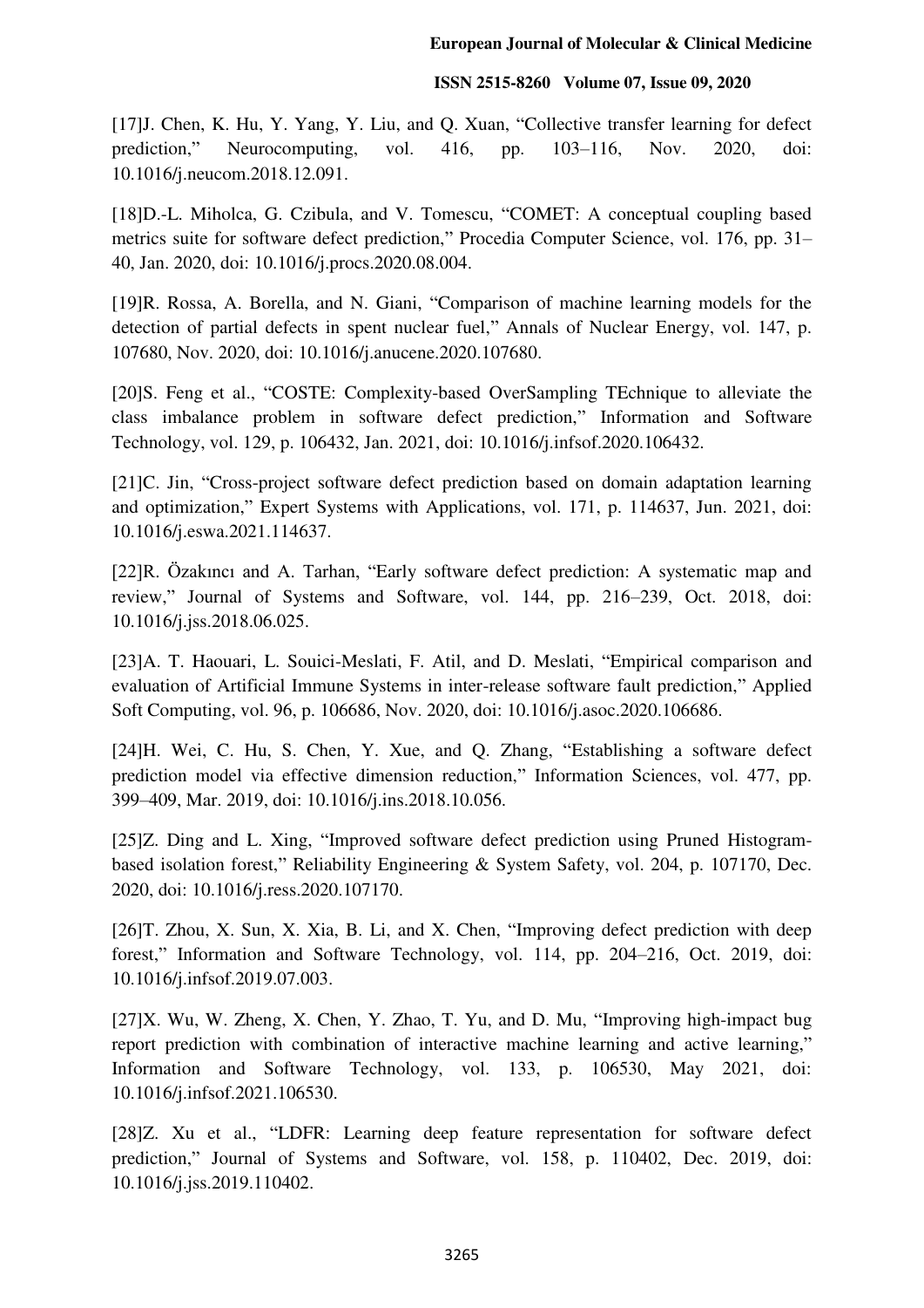[17]J. Chen, K. Hu, Y. Yang, Y. Liu, and Q. Xuan, "Collective transfer learning for defect prediction," Neurocomputing, vol. 416, pp. 103–116, Nov. 2020, doi: 10.1016/j.neucom.2018.12.091.

[18]D.-L. Miholca, G. Czibula, and V. Tomescu, "COMET: A conceptual coupling based metrics suite for software defect prediction," Procedia Computer Science, vol. 176, pp. 31–40, Jan. 2020, doi: 10.1016/j.procs.2020.08.004.

[19]R. Rossa, A. Borella, and N. Giani, "Comparison of machine learning models for the detection of partial defects in spent nuclear fuel," Annals of Nuclear Energy, vol. 147, p. 107680, Nov. 2020, doi: 10.1016/j.anucene.2020.107680.

[20]S. Feng et al., "COSTE: Complexity-based OverSampling TEchnique to alleviate the class imbalance problem in software defect prediction," Information and Software Technology, vol. 129, p. 106432, Jan. 2021, doi: 10.1016/j.infsof.2020.106432.

[21]C. Jin, "Cross-project software defect prediction based on domain adaptation learning and optimization," Expert Systems with Applications, vol. 171, p. 114637, Jun. 2021, doi: 10.1016/j.eswa.2021.114637.

[22]R. Özakıncı and A. Tarhan, "Early software defect prediction: A systematic map and review," Journal of Systems and Software, vol. 144, pp. 216–239, Oct. 2018, doi: 10.1016/j.jss.2018.06.025.

[23]A. T. Haouari, L. Souici-Meslati, F. Atil, and D. Meslati, "Empirical comparison and evaluation of Artificial Immune Systems in inter-release software fault prediction," Applied Soft Computing, vol. 96, p. 106686, Nov. 2020, doi: 10.1016/j.asoc.2020.106686.

[24]H. Wei, C. Hu, S. Chen, Y. Xue, and Q. Zhang, "Establishing a software defect prediction model via effective dimension reduction," Information Sciences, vol. 477, pp. 399–409, Mar. 2019, doi: 10.1016/j.ins.2018.10.056.

[25]Z. Ding and L. Xing, "Improved software defect prediction using Pruned Histogram-based isolation forest," Reliability Engineering & System Safety, vol. 204, p. 107170, Dec. 2020, doi: 10.1016/j.ress.2020.107170.

[26]T. Zhou, X. Sun, X. Xia, B. Li, and X. Chen, "Improving defect prediction with deep forest," Information and Software Technology, vol. 114, pp. 204–216, Oct. 2019, doi: 10.1016/j.infsof.2019.07.003.

[27]X. Wu, W. Zheng, X. Chen, Y. Zhao, T. Yu, and D. Mu, "Improving high-impact bug report prediction with combination of interactive machine learning and active learning," Information and Software Technology, vol. 133, p. 106530, May 2021, doi: 10.1016/j.infsof.2021.106530.

[28]Z. Xu et al., "LDFR: Learning deep feature representation for software defect prediction," Journal of Systems and Software, vol. 158, p. 110402, Dec. 2019, doi: 10.1016/j.jss.2019.110402.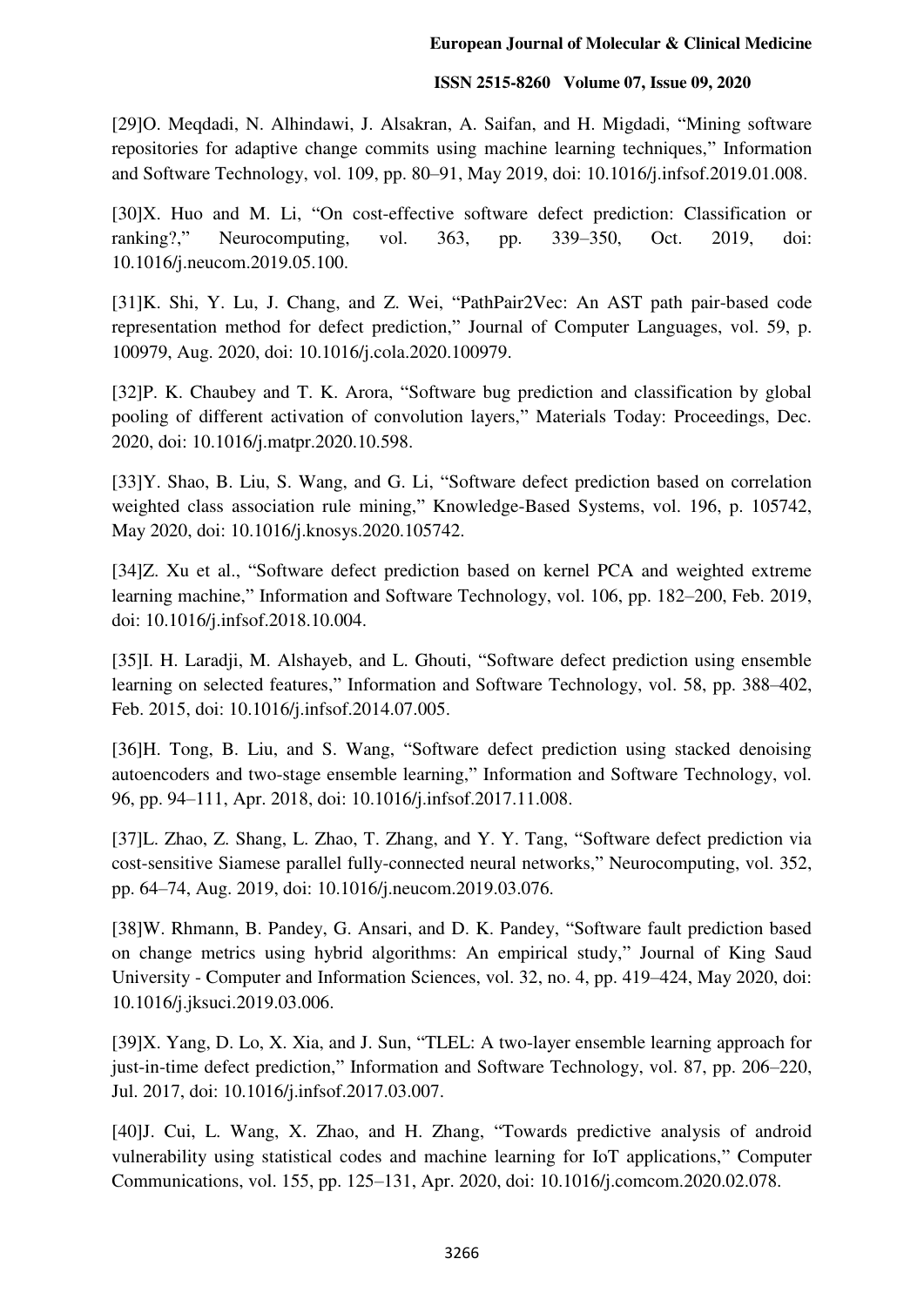[29]O. Meqdadi, N. Alhindawi, J. Alsakran, A. Saifan, and H. Migdadi, "Mining software repositories for adaptive change commits using machine learning techniques," Information and Software Technology, vol. 109, pp. 80–91, May 2019, doi: 10.1016/j.infsof.2019.01.008.

[30]X. Huo and M. Li, "On cost-effective software defect prediction: Classification or ranking?," Neurocomputing, vol. 363, pp. 339–350, Oct. 2019, doi: 10.1016/j.neucom.2019.05.100.

[31]K. Shi, Y. Lu, J. Chang, and Z. Wei, "PathPair2Vec: An AST path pair-based code representation method for defect prediction," Journal of Computer Languages, vol. 59, p. 100979, Aug. 2020, doi: 10.1016/j.cola.2020.100979.

[32]P. K. Chaubey and T. K. Arora, "Software bug prediction and classification by global pooling of different activation of convolution layers," Materials Today: Proceedings, Dec. 2020, doi: 10.1016/j.matpr.2020.10.598.

[33]Y. Shao, B. Liu, S. Wang, and G. Li, "Software defect prediction based on correlation weighted class association rule mining," Knowledge-Based Systems, vol. 196, p. 105742, May 2020, doi: 10.1016/j.knosys.2020.105742.

[34]Z. Xu et al., "Software defect prediction based on kernel PCA and weighted extreme learning machine," Information and Software Technology, vol. 106, pp. 182–200, Feb. 2019, doi: 10.1016/j.infsof.2018.10.004.

[35]I. H. Laradji, M. Alshayeb, and L. Ghouti, "Software defect prediction using ensemble learning on selected features," Information and Software Technology, vol. 58, pp. 388–402, Feb. 2015, doi: 10.1016/j.infsof.2014.07.005.

[36]H. Tong, B. Liu, and S. Wang, "Software defect prediction using stacked denoising autoencoders and two-stage ensemble learning," Information and Software Technology, vol. 96, pp. 94–111, Apr. 2018, doi: 10.1016/j.infsof.2017.11.008.

[37]L. Zhao, Z. Shang, L. Zhao, T. Zhang, and Y. Y. Tang, "Software defect prediction via cost-sensitive Siamese parallel fully-connected neural networks," Neurocomputing, vol. 352, pp. 64–74, Aug. 2019, doi: 10.1016/j.neucom.2019.03.076.

[38]W. Rhmann, B. Pandey, G. Ansari, and D. K. Pandey, "Software fault prediction based on change metrics using hybrid algorithms: An empirical study," Journal of King Saud University - Computer and Information Sciences, vol. 32, no. 4, pp. 419–424, May 2020, doi: 10.1016/j.jksuci.2019.03.006.

[39]X. Yang, D. Lo, X. Xia, and J. Sun, "TLEL: A two-layer ensemble learning approach for just-in-time defect prediction," Information and Software Technology, vol. 87, pp. 206–220, Jul. 2017, doi: 10.1016/j.infsof.2017.03.007.

[40]J. Cui, L. Wang, X. Zhao, and H. Zhang, "Towards predictive analysis of android vulnerability using statistical codes and machine learning for IoT applications," Computer Communications, vol. 155, pp. 125–131, Apr. 2020, doi: 10.1016/j.comcom.2020.02.078.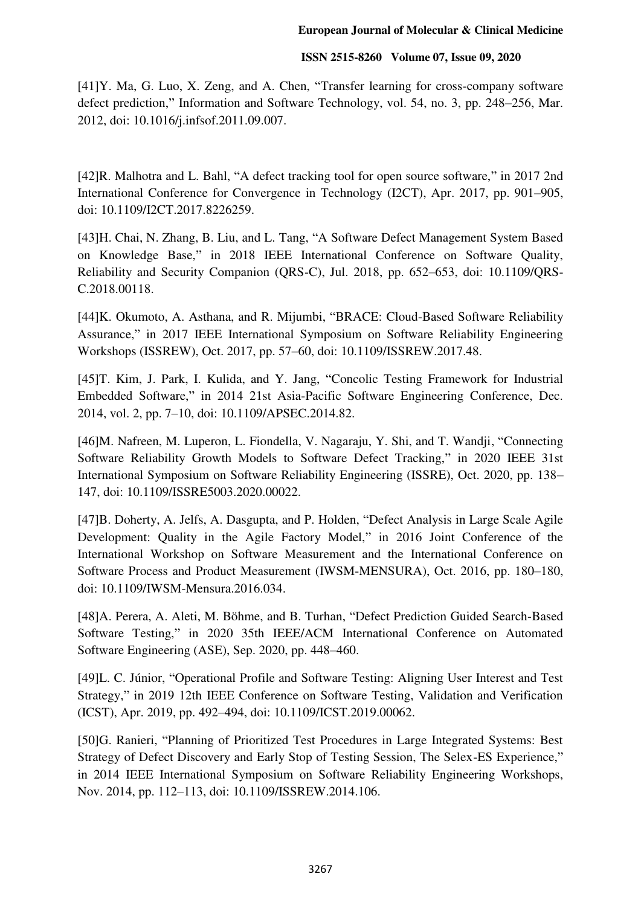[41]Y. Ma, G. Luo, X. Zeng, and A. Chen, “Transfer learning for cross-company software defect prediction,” Information and Software Technology, vol. 54, no. 3, pp. 248–256, Mar. 2012, doi: 10.1016/j.infsof.2011.09.007.

[42]R. Malhotra and L. Bahl, “A defect tracking tool for open source software,” in 2017 2nd International Conference for Convergence in Technology (I2CT), Apr. 2017, pp. 901–905, doi: 10.1109/I2CT.2017.8226259.

[43]H. Chai, N. Zhang, B. Liu, and L. Tang, “A Software Defect Management System Based on Knowledge Base,” in 2018 IEEE International Conference on Software Quality, Reliability and Security Companion (QRS-C), Jul. 2018, pp. 652–653, doi: 10.1109/QRS-C.2018.00118.

[44]K. Okumoto, A. Asthana, and R. Mijumbi, “BRACE: Cloud-Based Software Reliability Assurance,” in 2017 IEEE International Symposium on Software Reliability Engineering Workshops (ISSREW), Oct. 2017, pp. 57–60, doi: 10.1109/ISSREW.2017.48.

[45]T. Kim, J. Park, I. Kulida, and Y. Jang, “Concolic Testing Framework for Industrial Embedded Software,” in 2014 21st Asia-Pacific Software Engineering Conference, Dec. 2014, vol. 2, pp. 7–10, doi: 10.1109/APSEC.2014.82.

[46]M. Nafreen, M. Luperon, L. Fiondella, V. Nagaraju, Y. Shi, and T. Wandji, “Connecting Software Reliability Growth Models to Software Defect Tracking,” in 2020 IEEE 31st International Symposium on Software Reliability Engineering (ISSRE), Oct. 2020, pp. 138–147, doi: 10.1109/ISSRE5003.2020.00022.

[47]B. Doherty, A. Jelfs, A. Dasgupta, and P. Holden, “Defect Analysis in Large Scale Agile Development: Quality in the Agile Factory Model,” in 2016 Joint Conference of the International Workshop on Software Measurement and the International Conference on Software Process and Product Measurement (IWSM-MENSURA), Oct. 2016, pp. 180–180, doi: 10.1109/IWSM-Mensura.2016.034.

[48]A. Perera, A. Aleti, M. Böhme, and B. Turhan, “Defect Prediction Guided Search-Based Software Testing,” in 2020 35th IEEE/ACM International Conference on Automated Software Engineering (ASE), Sep. 2020, pp. 448–460.

[49]L. C. Júnior, “Operational Profile and Software Testing: Aligning User Interest and Test Strategy,” in 2019 12th IEEE Conference on Software Testing, Validation and Verification (ICST), Apr. 2019, pp. 492–494, doi: 10.1109/ICST.2019.00062.

[50]G. Ranieri, “Planning of Prioritized Test Procedures in Large Integrated Systems: Best Strategy of Defect Discovery and Early Stop of Testing Session, The Selex-ES Experience,” in 2014 IEEE International Symposium on Software Reliability Engineering Workshops, Nov. 2014, pp. 112–113, doi: 10.1109/ISSREW.2014.106.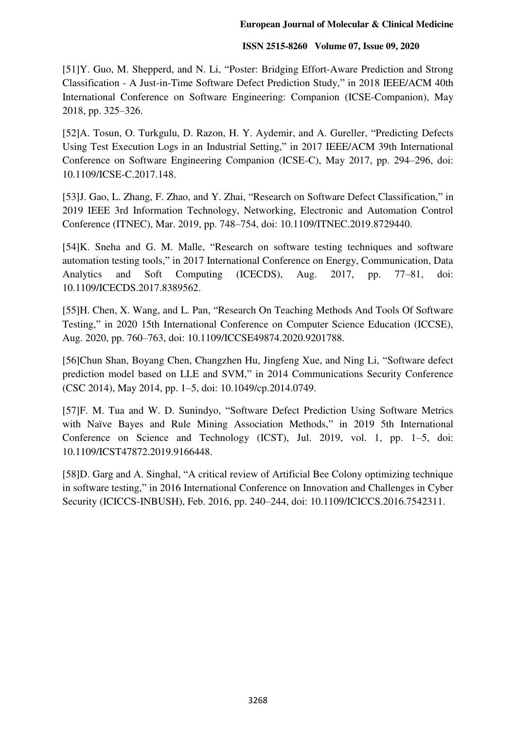[51]Y. Guo, M. Shepperd, and N. Li, "Poster: Bridging Effort-Aware Prediction and Strong Classification - A Just-in-Time Software Defect Prediction Study," in 2018 IEEE/ACM 40th International Conference on Software Engineering: Companion (ICSE-Companion), May 2018, pp. 325–326.

[52]A. Tosun, O. Turkgulu, D. Razon, H. Y. Aydemir, and A. Gureller, "Predicting Defects Using Test Execution Logs in an Industrial Setting," in 2017 IEEE/ACM 39th International Conference on Software Engineering Companion (ICSE-C), May 2017, pp. 294–296, doi: 10.1109/ICSE-C.2017.148.

[53]J. Gao, L. Zhang, F. Zhao, and Y. Zhai, "Research on Software Defect Classification," in 2019 IEEE 3rd Information Technology, Networking, Electronic and Automation Control Conference (ITNEC), Mar. 2019, pp. 748–754, doi: 10.1109/ITNEC.2019.8729440.

[54]K. Sneha and G. M. Malle, "Research on software testing techniques and software automation testing tools," in 2017 International Conference on Energy, Communication, Data Analytics and Soft Computing (ICECDS), Aug. 2017, pp. 77–81, doi: 10.1109/ICECDS.2017.8389562.

[55]H. Chen, X. Wang, and L. Pan, "Research On Teaching Methods And Tools Of Software Testing," in 2020 15th International Conference on Computer Science Education (ICCSE), Aug. 2020, pp. 760–763, doi: 10.1109/ICCSE49874.2020.9201788.

[56]Chun Shan, Boyang Chen, Changzhen Hu, Jingfeng Xue, and Ning Li, "Software defect prediction model based on LLE and SVM," in 2014 Communications Security Conference (CSC 2014), May 2014, pp. 1–5, doi: 10.1049/cp.2014.0749.

[57]F. M. Tua and W. D. Sunindyo, "Software Defect Prediction Using Software Metrics with Naïve Bayes and Rule Mining Association Methods," in 2019 5th International Conference on Science and Technology (ICST), Jul. 2019, vol. 1, pp. 1–5, doi: 10.1109/ICST47872.2019.9166448.

[58]D. Garg and A. Singhal, "A critical review of Artificial Bee Colony optimizing technique in software testing," in 2016 International Conference on Innovation and Challenges in Cyber Security (ICICCS-INBUSH), Feb. 2016, pp. 240–244, doi: 10.1109/ICICCS.2016.7542311.